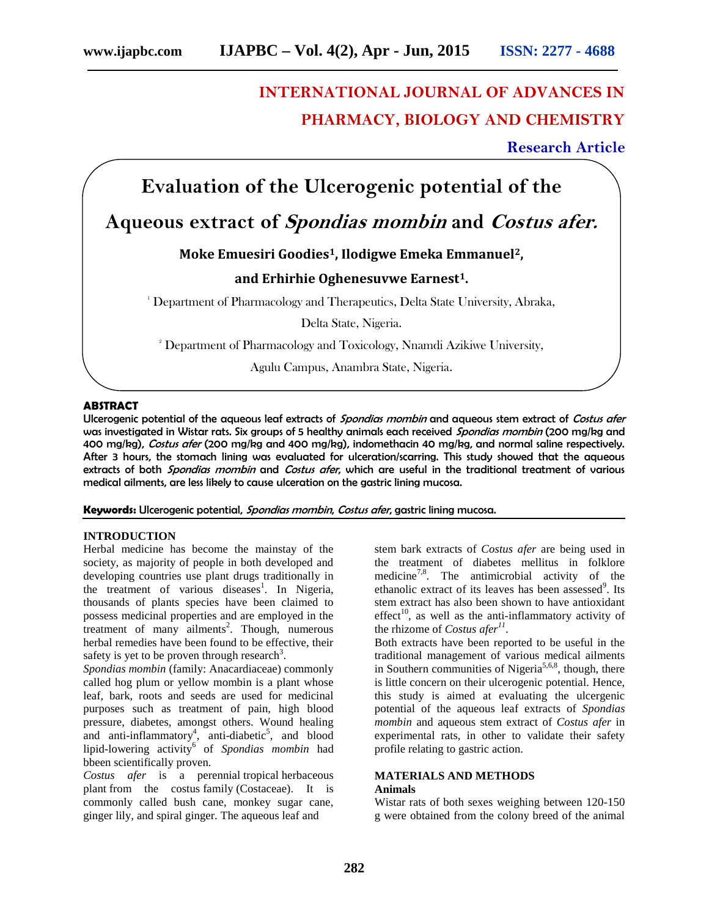# INTERNATIONAL JOURNAL OF ADVANCES IN PHARMACY, BIOLOGY AND CHEMISTRY

**Research Article**

# Evaluation of the Ulcerogenic potential of the Aqueous extract of *Spondias mombin* and *Costus afer.*

**Moke Emuesiri Goodies[1], Ilodigwe Emeka Emmanuel[2], and Erhirhie Oghenesuvwe Earnest[1].**

[1] Department of Pharmacology and Therapeutics, Delta State University, Abraka, Delta State, Nigeria.

[2] Department of Pharmacology and Toxicology, Nnamdi Azikiwe University, Agulu Campus, Anambra State, Nigeria.

## ABSTRACT

Ulcerogenic potential of the aqueous leaf extracts of *Spondias mombin* and aqueous stem extract of *Costus afer* was investigated in Wistar rats. Six groups of 5 healthy animals each received *Spondias mombin* (200 mg/kg and 400 mg/kg), *Costus afer* (200 mg/kg and 400 mg/kg), indomethacin 40 mg/kg, and normal saline respectively. After 3 hours, the stomach lining was evaluated for ulceration/scarring. This study showed that the aqueous extracts of both *Spondias mombin* and *Costus afer*, which are useful in the traditional treatment of various medical ailments, are less likely to cause ulceration on the gastric lining mucosa.

**Keywords:** Ulcerogenic potential, *Spondias mombin, Costus afer*, gastric lining mucosa.

## INTRODUCTION

Herbal medicine has become the mainstay of the society, as majority of people in both developed and developing countries use plant drugs traditionally in the treatment of various diseases[1]. In Nigeria, thousands of plants species have been claimed to possess medicinal properties and are employed in the treatment of many ailments[2]. Though, numerous herbal remedies have been found to be effective, their safety is yet to be proven through research[3].

*Spondias mombin* (family: Anacardiaceae) commonly called hog plum or yellow mombin is a plant whose leaf, bark, roots and seeds are used for medicinal purposes such as treatment of pain, high blood pressure, diabetes, amongst others. Wound healing and anti-inflammatory[4], anti-diabetic[5], and blood lipid-lowering activity[6] of *Spondias mombin* had bbeen scientifically proven.

*Costus afer* is a perennial tropical herbaceous plant from the costus family (Costaceae). It is commonly called bush cane, monkey sugar cane, ginger lily, and spiral ginger. The aqueous leaf and stem bark extracts of *Costus afer* are being used in the treatment of diabetes mellitus in folklore medicine[7,8]. The antimicrobial activity of the ethanolic extract of its leaves has been assessed[9]. Its stem extract has also been shown to have antioxidant effect[10], as well as the anti-inflammatory activity of the rhizome of *Costus afer*[11].

Both extracts have been reported to be useful in the traditional management of various medical ailments in Southern communities of Nigeria[5,6,8], though, there is little concern on their ulcerogenic potential. Hence, this study is aimed at evaluating the ulcergenic potential of the aqueous leaf extracts of *Spondias mombin* and aqueous stem extract of *Costus afer* in experimental rats, in other to validate their safety profile relating to gastric action.

## MATERIALS AND METHODS

### Animals

Wistar rats of both sexes weighing between 120-150 g were obtained from the colony breed of the animal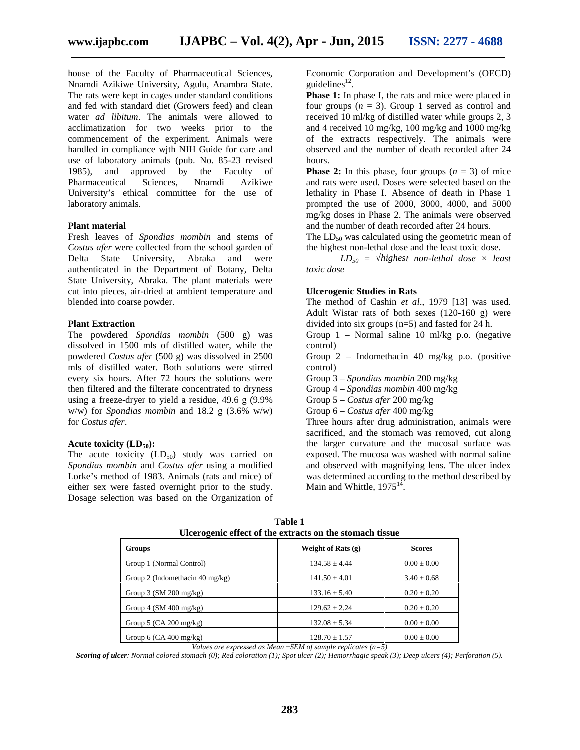house of the Faculty of Pharmaceutical Sciences, Nnamdi Azikiwe University, Agulu, Anambra State. The rats were kept in cages under standard conditions and fed with standard diet (Growers feed) and clean water *ad libitum*. The animals were allowed to acclimatization for two weeks prior to the commencement of the experiment. Animals were handled in compliance wjth NIH Guide for care and use of laboratory animals (pub. No. 85-23 revised 1985), and approved by the Faculty of Pharmaceutical Sciences, Nnamdi Azikiwe University's ethical committee for the use of laboratory animals.

**Plant material**

Fresh leaves of *Spondias mombin* and stems of *Costus afer* were collected from the school garden of Delta State University, Abraka and were authenticated in the Department of Botany, Delta State University, Abraka. The plant materials were cut into pieces, air-dried at ambient temperature and blended into coarse powder.

**Plant Extraction**

The powdered *Spondias mombin* (500 g) was dissolved in 1500 mls of distilled water, while the powdered *Costus afer* (500 g) was dissolved in 2500 mls of distilled water. Both solutions were stirred every six hours. After 72 hours the solutions were then filtered and the filterate concentrated to dryness using a freeze-dryer to yield a residue, 49.6 g (9.9% w/w) for *Spondias mombin* and 18.2 g (3.6% w/w) for *Costus afer*.

**Acute toxicity ($LD_{50}$):**

The acute toxicity ($LD_{50}$) study was carried on *Spondias mombin* and *Costus afer* using a modified Lorke's method of 1983. Animals (rats and mice) of either sex were fasted overnight prior to the study. Dosage selection was based on the Organization of Economic Corporation and Development's (OECD) guidelines[12].

**Phase 1:** In phase I, the rats and mice were placed in four groups ($n$ = 3). Group 1 served as control and received 10 ml/kg of distilled water while groups 2, 3 and 4 received 10 mg/kg, 100 mg/kg and 1000 mg/kg of the extracts respectively. The animals were observed and the number of death recorded after 24 hours.

**Phase 2:** In this phase, four groups ($n$ = 3) of mice and rats were used. Doses were selected based on the lethality in Phase I. Absence of death in Phase 1 prompted the use of 2000, 3000, 4000, and 5000 mg/kg doses in Phase 2. The animals were observed and the number of death recorded after 24 hours.

The $LD_{50}$ was calculated using the geometric mean of the highest non-lethal dose and the least toxic dose.

$$LD_{50} = \sqrt{\text{highest non-lethal dose}} \times \text{least toxic dose}$$

**Ulcerogenic Studies in Rats**

The method of Cashin *et al*., 1979 [13] was used. Adult Wistar rats of both sexes (120-160 g) were divided into six groups (n=5) and fasted for 24 h.

Group 1 – Normal saline 10 ml/kg p.o. (negative control)

Group 2 – Indomethacin 40 mg/kg p.o. (positive control)

Group 3 – *Spondias mombin* 200 mg/kg

Group 4 – *Spondias mombin* 400 mg/kg

Group 5 – *Costus afer* 200 mg/kg

Group 6 – *Costus afer* 400 mg/kg

Three hours after drug administration, animals were sacrificed, and the stomach was removed, cut along the larger curvature and the mucosal surface was exposed. The mucosa was washed with normal saline and observed with magnifying lens. The ulcer index was determined according to the method described by Main and Whittle, 1975[14].

**Table 1**
**Ulcerogenic effect of the extracts on the stomach tissue**

| Groups | Weight of Rats (g) | Scores |
|---|---|---|
| Group 1 (Normal Control) | 134.58 ± 4.44 | 0.00 ± 0.00 |
| Group 2 (Indomethacin 40 mg/kg) | 141.50 ± 4.01 | 3.40 ± 0.68 |
| Group 3 (SM 200 mg/kg) | 133.16 ± 5.40 | 0.20 ± 0.20 |
| Group 4 (SM 400 mg/kg) | 129.62 ± 2.24 | 0.20 ± 0.20 |
| Group 5 (CA 200 mg/kg) | 132.08 ± 5.34 | 0.00 ± 0.00 |
| Group 6 (CA 400 mg/kg) | 128.70 ± 1.57 | 0.00 ± 0.00 |

*Values are expressed as Mean ±SEM of sample replicates (n=5)*

***Scoring of ulcer**: Normal colored stomach (0); Red coloration (1); Spot ulcer (2); Hemorrhagic speak (3); Deep ulcers (4); Perforation (5).*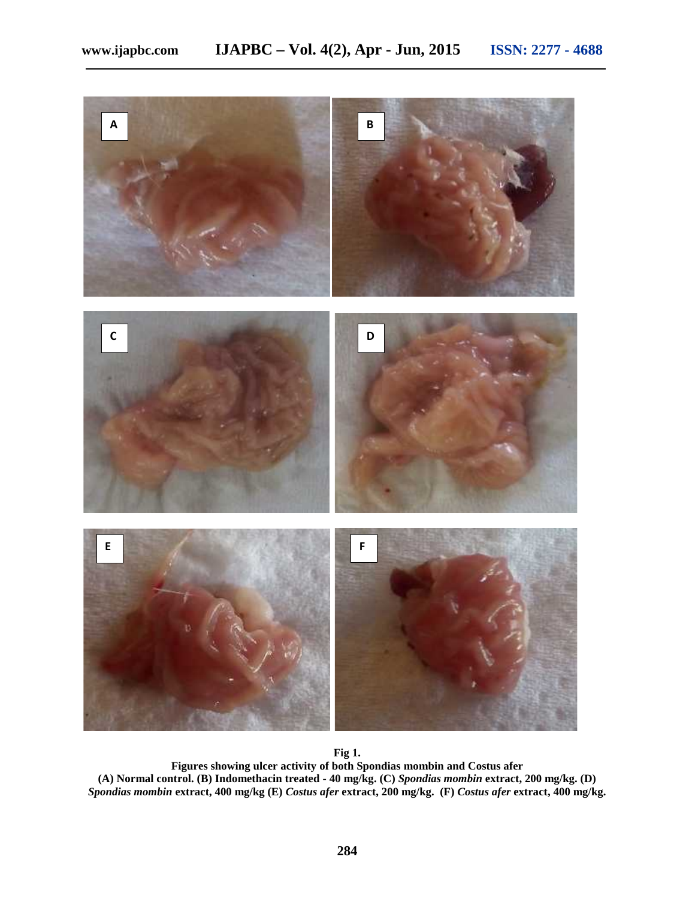**Fig 1.**
**Figures showing ulcer activity of both Spondias mombin and Costus afer**
**(A) Normal control. (B) Indomethacin treated - 40 mg/kg. (C) *Spondias mombin* extract, 200 mg/kg. (D) *Spondias mombin* extract, 400 mg/kg (E) *Costus afer* extract, 200 mg/kg. (F) *Costus afer* extract, 400 mg/kg.**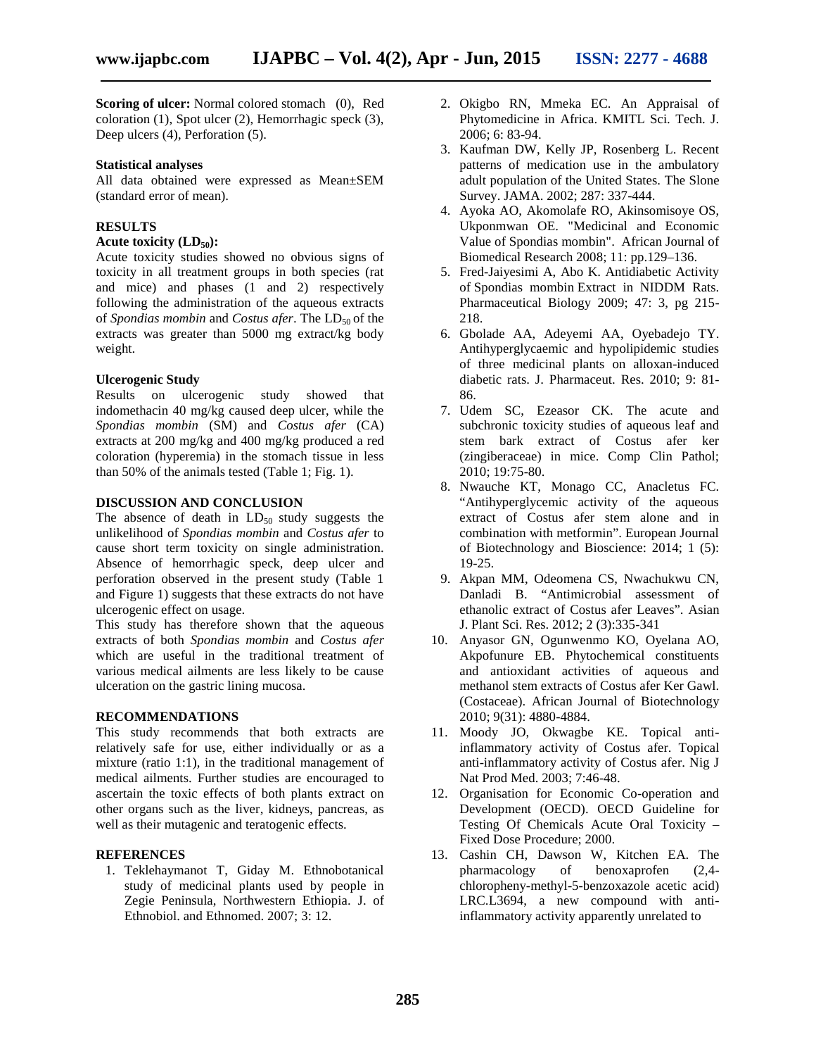**Scoring of ulcer:** Normal colored stomach (0), Red coloration (1), Spot ulcer (2), Hemorrhagic speck (3), Deep ulcers (4), Perforation (5).

**Statistical analyses**

All data obtained were expressed as Mean±SEM (standard error of mean).

## RESULTS

### Acute toxicity ($LD_{50}$):

Acute toxicity studies showed no obvious signs of toxicity in all treatment groups in both species (rat and mice) and phases (1 and 2) respectively following the administration of the aqueous extracts of *Spondias mombin* and *Costus afer*. The $LD_{50}$ of the extracts was greater than 5000 mg extract/kg body weight.

### Ulcerogenic Study

Results on ulcerogenic study showed that indomethacin 40 mg/kg caused deep ulcer, while the *Spondias mombin* (SM) and *Costus afer* (CA) extracts at 200 mg/kg and 400 mg/kg produced a red coloration (hyperemia) in the stomach tissue in less than 50% of the animals tested (Table 1; Fig. 1).

## DISCUSSION AND CONCLUSION

The absence of death in $LD_{50}$ study suggests the unlikelihood of *Spondias mombin* and *Costus afer* to cause short term toxicity on single administration. Absence of hemorrhagic speck, deep ulcer and perforation observed in the present study (Table 1 and Figure 1) suggests that these extracts do not have ulcerogenic effect on usage.

This study has therefore shown that the aqueous extracts of both *Spondias mombin* and *Costus afer* which are useful in the traditional treatment of various medical ailments are less likely to be cause ulceration on the gastric lining mucosa.

## RECOMMENDATIONS

This study recommends that both extracts are relatively safe for use, either individually or as a mixture (ratio 1:1), in the traditional management of medical ailments. Further studies are encouraged to ascertain the toxic effects of both plants extract on other organs such as the liver, kidneys, pancreas, as well as their mutagenic and teratogenic effects.

## REFERENCES

1. Teklehaymanot T, Giday M. Ethnobotanical study of medicinal plants used by people in Zegie Peninsula, Northwestern Ethiopia. J. of Ethnobiol. and Ethnomed. 2007; 3: 12.
2. Okigbo RN, Mmeka EC. An Appraisal of Phytomedicine in Africa. KMITL Sci. Tech. J. 2006; 6: 83-94.
3. Kaufman DW, Kelly JP, Rosenberg L. Recent patterns of medication use in the ambulatory adult population of the United States. The Slone Survey. JAMA. 2002; 287: 337-444.
4. Ayoka AO, Akomolafe RO, Akinsomisoye OS, Ukponmwan OE. "Medicinal and Economic Value of Spondias mombin". African Journal of Biomedical Research 2008; 11: pp.129–136.
5. Fred-Jaiyesimi A, Abo K. Antidiabetic Activity of Spondias mombin Extract in NIDDM Rats. Pharmaceutical Biology 2009; 47: 3, pg 215-218.
6. Gbolade AA, Adeyemi AA, Oyebadejo TY. Antihyperglycaemic and hypolipidemic studies of three medicinal plants on alloxan-induced diabetic rats. J. Pharmaceut. Res. 2010; 9: 81-86.
7. Udem SC, Ezeasor CK. The acute and subchronic toxicity studies of aqueous leaf and stem bark extract of Costus afer ker (zingiberaceae) in mice. Comp Clin Pathol; 2010; 19:75-80.
8. Nwauche KT, Monago CC, Anacletus FC. "Antihyperglycemic activity of the aqueous extract of Costus afer stem alone and in combination with metformin". European Journal of Biotechnology and Bioscience: 2014; 1 (5): 19-25.
9. Akpan MM, Odeomena CS, Nwachukwu CN, Danladi B. "Antimicrobial assessment of ethanolic extract of Costus afer Leaves". Asian J. Plant Sci. Res. 2012; 2 (3):335-341
10. Anyasor GN, Ogunwenmo KO, Oyelana AO, Akpofunure EB. Phytochemical constituents and antioxidant activities of aqueous and methanol stem extracts of Costus afer Ker Gawl. (Costaceae). African Journal of Biotechnology 2010; 9(31): 4880-4884.
11. Moody JO, Okwagbe KE. Topical anti-inflammatory activity of Costus afer. Topical anti-inflammatory activity of Costus afer. Nig J Nat Prod Med. 2003; 7:46-48.
12. Organisation for Economic Co-operation and Development (OECD). OECD Guideline for Testing Of Chemicals Acute Oral Toxicity – Fixed Dose Procedure; 2000.
13. Cashin CH, Dawson W, Kitchen EA. The pharmacology of benoxaprofen (2,4-chloropheny-methyl-5-benzoxazole acetic acid) LRC.L3694, a new compound with anti-inflammatory activity apparently unrelated to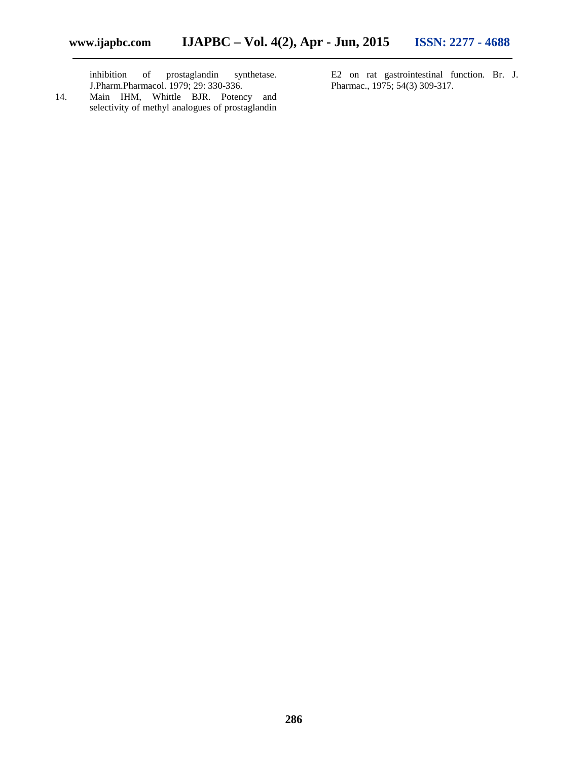inhibition of prostaglandin synthetase. J.Pharm.Pharmacol. 1979; 29: 330-336.

14. Main IHM, Whittle BJR. Potency and selectivity of methyl analogues of prostaglandin E2 on rat gastrointestinal function. Br. J. Pharmac., 1975; 54(3) 309-317.